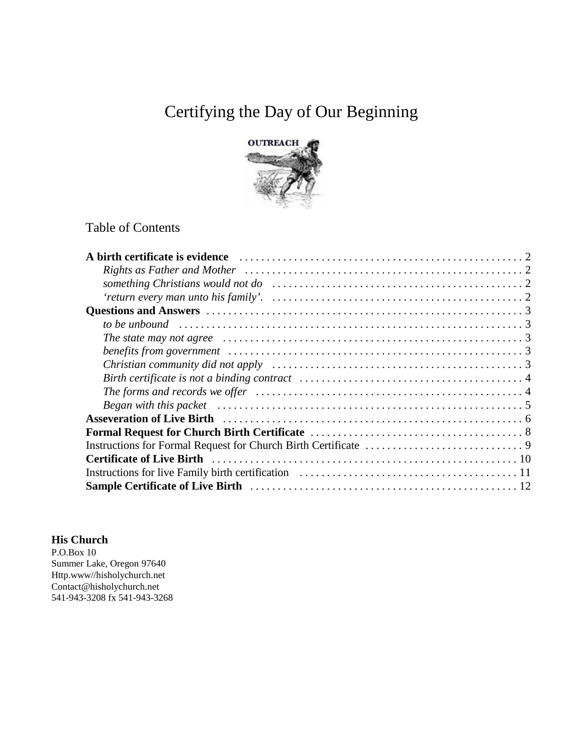# Certifying the Day of Our Beginning

OUTREACH

## Table of Contents

**A birth certificate is evidence** . . . . . . . . . . 2

*Rights as Father and Mother* . . . . . . . . . . 2

*something Christians would not do* . . . . . . . . . . 2

*'return every man unto his family'.* . . . . . . . . . . 2

**Questions and Answers** . . . . . . . . . . 3

*to be unbound* . . . . . . . . . . 3

*The state may not agree* . . . . . . . . . . 3

*benefits from government* . . . . . . . . . . 3

*Christian community did not apply* . . . . . . . . . . 3

*Birth certificate is not a binding contract* . . . . . . . . . . 4

*The forms and records we offer* . . . . . . . . . . 4

*Began with this packet* . . . . . . . . . . 5

**Asseveration of Live Birth** . . . . . . . . . . 6

**Formal Request for Church Birth Certificate** . . . . . . . . . . 8

Instructions for Formal Request for Church Birth Certificate . . . . . . . . . . 9

**Certificate of Live Birth** . . . . . . . . . . 10

Instructions for live Family birth certification . . . . . . . . . . 11

**Sample Certificate of Live Birth** . . . . . . . . . . 12

**His Church**
P.O.Box 10
Summer Lake, Oregon 97640
Http.www//hisholychurch.net
Contact@hisholychurch.net
541-943-3208 fx 541-943-3268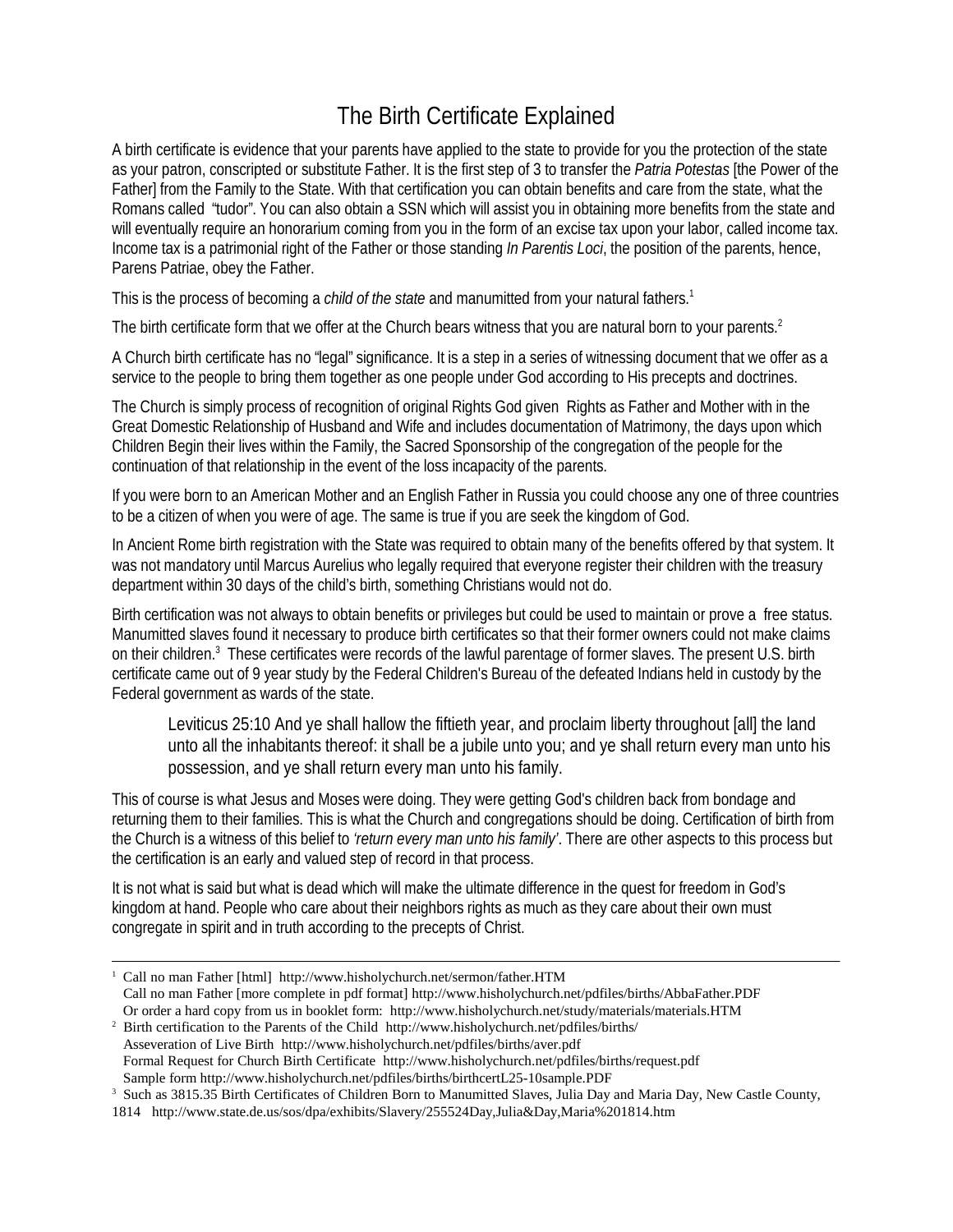# The Birth Certificate Explained

A birth certificate is evidence that your parents have applied to the state to provide for you the protection of the state as your patron, conscripted or substitute Father. It is the first step of 3 to transfer the *Patria Potestas* [the Power of the Father] from the Family to the State. With that certification you can obtain benefits and care from the state, what the Romans called "tudor". You can also obtain a SSN which will assist you in obtaining more benefits from the state and will eventually require an honorarium coming from you in the form of an excise tax upon your labor, called income tax. Income tax is a patrimonial right of the Father or those standing *In Parentis Loci*, the position of the parents, hence, Parens Patriae, obey the Father.

This is the process of becoming a *child of the state* and manumitted from your natural fathers.[1]

The birth certificate form that we offer at the Church bears witness that you are natural born to your parents.[2]

A Church birth certificate has no "legal" significance. It is a step in a series of witnessing document that we offer as a service to the people to bring them together as one people under God according to His precepts and doctrines.

The Church is simply process of recognition of original Rights God given Rights as Father and Mother with in the Great Domestic Relationship of Husband and Wife and includes documentation of Matrimony, the days upon which Children Begin their lives within the Family, the Sacred Sponsorship of the congregation of the people for the continuation of that relationship in the event of the loss incapacity of the parents.

If you were born to an American Mother and an English Father in Russia you could choose any one of three countries to be a citizen of when you were of age. The same is true if you are seek the kingdom of God.

In Ancient Rome birth registration with the State was required to obtain many of the benefits offered by that system. It was not mandatory until Marcus Aurelius who legally required that everyone register their children with the treasury department within 30 days of the child's birth, something Christians would not do.

Birth certification was not always to obtain benefits or privileges but could be used to maintain or prove a free status. Manumitted slaves found it necessary to produce birth certificates so that their former owners could not make claims on their children.[3] These certificates were records of the lawful parentage of former slaves. The present U.S. birth certificate came out of 9 year study by the Federal Children's Bureau of the defeated Indians held in custody by the Federal government as wards of the state.

> Leviticus 25:10 And ye shall hallow the fiftieth year, and proclaim liberty throughout [all] the land unto all the inhabitants thereof: it shall be a jubile unto you; and ye shall return every man unto his possession, and ye shall return every man unto his family.

This of course is what Jesus and Moses were doing. They were getting God's children back from bondage and returning them to their families. This is what the Church and congregations should be doing. Certification of birth from the Church is a witness of this belief to *'return every man unto his family'*. There are other aspects to this process but the certification is an early and valued step of record in that process.

It is not what is said but what is dead which will make the ultimate difference in the quest for freedom in God's kingdom at hand. People who care about their neighbors rights as much as they care about their own must congregate in spirit and in truth according to the precepts of Christ.

---

[1] Call no man Father [html] http://www.hisholychurch.net/sermon/father.HTM
Call no man Father [more complete in pdf format] http://www.hisholychurch.net/pdfiles/births/AbbaFather.PDF
Or order a hard copy from us in booklet form: http://www.hisholychurch.net/study/materials/materials.HTM

[2] Birth certification to the Parents of the Child http://www.hisholychurch.net/pdfiles/births/
Asseveration of Live Birth http://www.hisholychurch.net/pdfiles/births/aver.pdf
Formal Request for Church Birth Certificate http://www.hisholychurch.net/pdfiles/births/request.pdf
Sample form http://www.hisholychurch.net/pdfiles/births/birthcertL25-10sample.PDF

[3] Such as 3815.35 Birth Certificates of Children Born to Manumitted Slaves, Julia Day and Maria Day, New Castle County, 1814 http://www.state.de.us/sos/dpa/exhibits/Slavery/255524Day,Julia&Day,Maria%201814.htm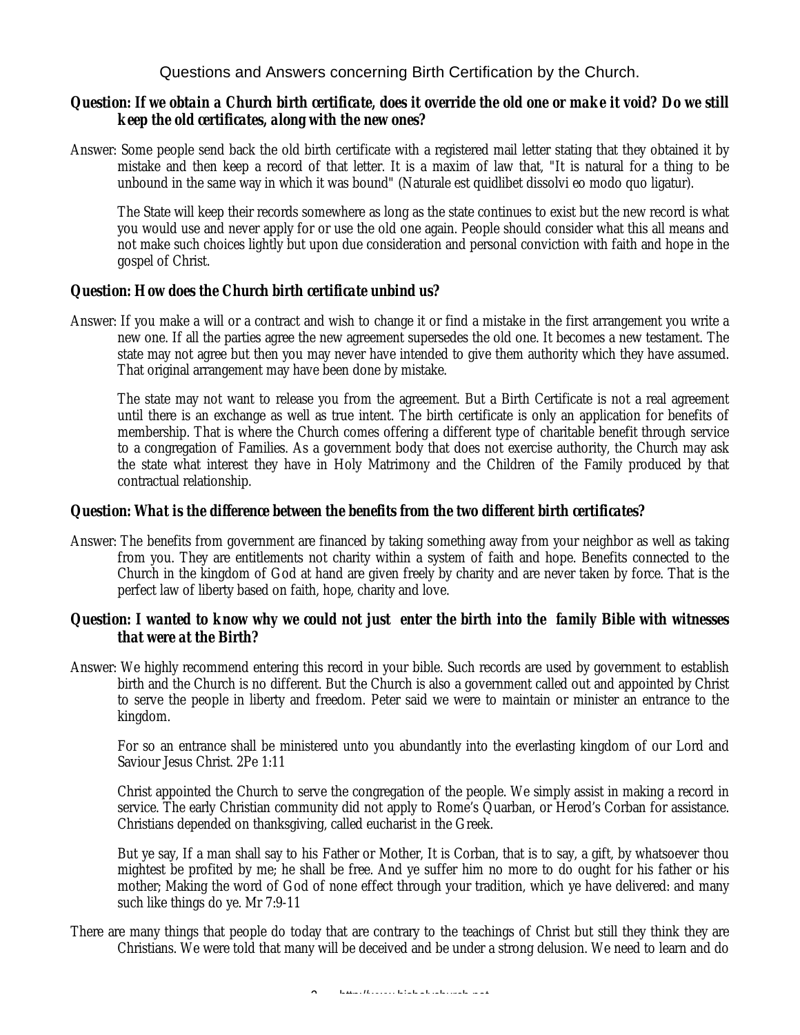Questions and Answers concerning Birth Certification by the Church.

***Question: If we obtain a Church birth certificate, does it override the old one or make it void? Do we still keep the old certificates, along with the new ones?***

Answer: Some people send back the old birth certificate with a registered mail letter stating that they obtained it by mistake and then keep a record of that letter. It is a maxim of law that, "It is natural for a thing to be unbound in the same way in which it was bound" (Naturale est quidlibet dissolvi eo modo quo ligatur).

The State will keep their records somewhere as long as the state continues to exist but the new record is what you would use and never apply for or use the old one again. People should consider what this all means and not make such choices lightly but upon due consideration and personal conviction with faith and hope in the gospel of Christ.

***Question: How does the Church birth certificate unbind us?***

Answer: If you make a will or a contract and wish to change it or find a mistake in the first arrangement you write a new one. If all the parties agree the new agreement supersedes the old one. It becomes a new testament. The state may not agree but then you may never have intended to give them authority which they have assumed. That original arrangement may have been done by mistake.

The state may not want to release you from the agreement. But a Birth Certificate is not a real agreement until there is an exchange as well as true intent. The birth certificate is only an application for benefits of membership. That is where the Church comes offering a different type of charitable benefit through service to a congregation of Families. As a government body that does not exercise authority, the Church may ask the state what interest they have in Holy Matrimony and the Children of the Family produced by that contractual relationship.

***Question: What is the difference between the benefits from the two different birth certificates?***

Answer: The benefits from government are financed by taking something away from your neighbor as well as taking from you. They are entitlements not charity within a system of faith and hope. Benefits connected to the Church in the kingdom of God at hand are given freely by charity and are never taken by force. That is the perfect law of liberty based on faith, hope, charity and love.

***Question: I wanted to know why we could not just enter the birth into the family Bible with witnesses that were at the Birth?***

Answer: We highly recommend entering this record in your bible. Such records are used by government to establish birth and the Church is no different. But the Church is also a government called out and appointed by Christ to serve the people in liberty and freedom. Peter said we were to maintain or minister an entrance to the kingdom.

For so an entrance shall be ministered unto you abundantly into the everlasting kingdom of our Lord and Saviour Jesus Christ. 2Pe 1:11

Christ appointed the Church to serve the congregation of the people. We simply assist in making a record in service. The early Christian community did not apply to Rome's Quarban, or Herod's Corban for assistance. Christians depended on thanksgiving, called eucharist in the Greek.

But ye say, If a man shall say to his Father or Mother, It is Corban, that is to say, a gift, by whatsoever thou mightest be profited by me; he shall be free. And ye suffer him no more to do ought for his father or his mother; Making the word of God of none effect through your tradition, which ye have delivered: and many such like things do ye. Mr 7:9-11

There are many things that people do today that are contrary to the teachings of Christ but still they think they are Christians. We were told that many will be deceived and be under a strong delusion. We need to learn and do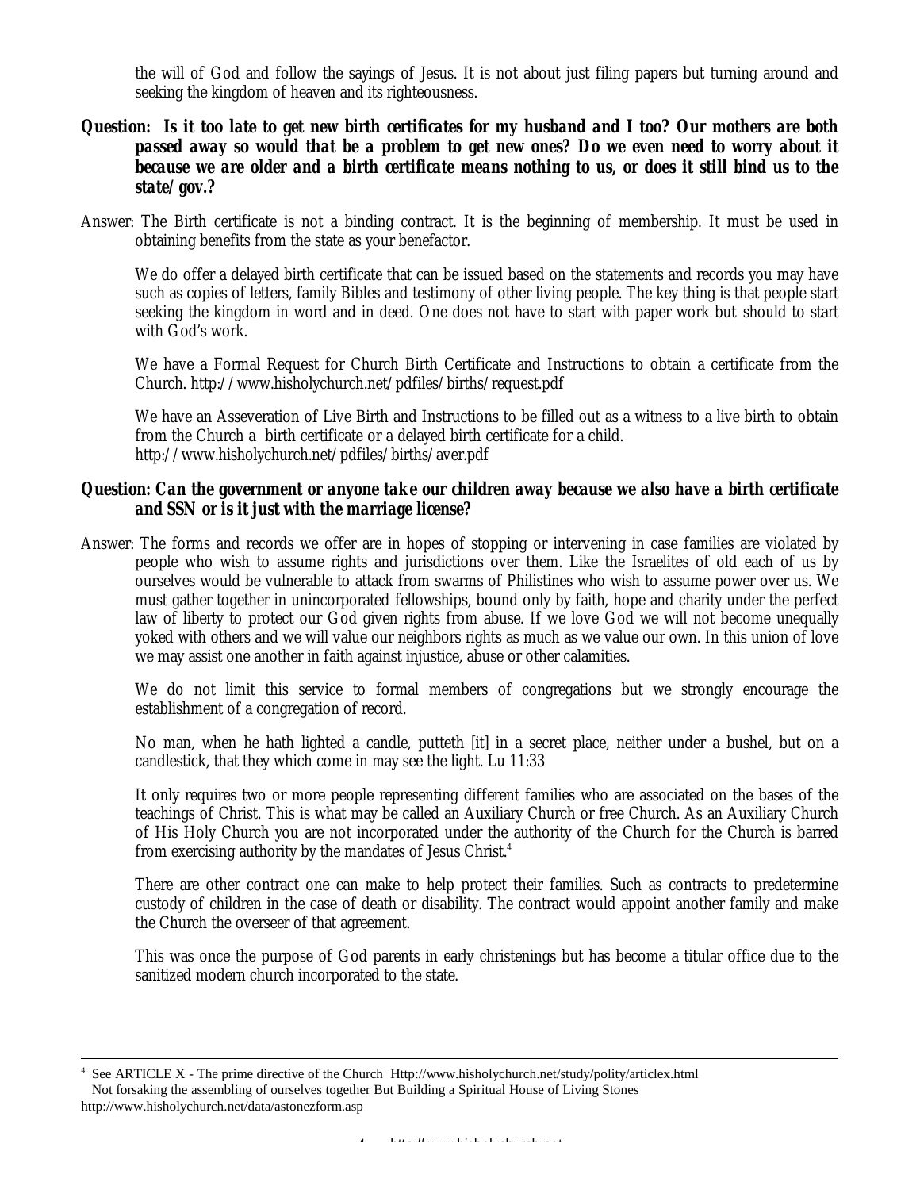the will of God and follow the sayings of Jesus. It is not about just filing papers but turning around and seeking the kingdom of heaven and its righteousness.

***Question: Is it too late to get new birth certificates for my husband and I too? Our mothers are both passed away so would that be a problem to get new ones? Do we even need to worry about it because we are older and a birth certificate means nothing to us, or does it still bind us to the state/gov.?***

Answer: The Birth certificate is not a binding contract. It is the beginning of membership. It must be used in obtaining benefits from the state as your benefactor.

We do offer a delayed birth certificate that can be issued based on the statements and records you may have such as copies of letters, family Bibles and testimony of other living people. The key thing is that people start seeking the kingdom in word and in deed. One does not have to start with paper work but should to start with God's work.

We have a Formal Request for Church Birth Certificate and Instructions to obtain a certificate from the Church. http://www.hisholychurch.net/pdfiles/births/request.pdf

We have an Asseveration of Live Birth and Instructions to be filled out as a witness to a live birth to obtain from the Church a birth certificate or a delayed birth certificate for a child. http://www.hisholychurch.net/pdfiles/births/aver.pdf

***Question: Can the government or anyone take our children away because we also have a birth certificate and SSN or is it just with the marriage license?***

Answer: The forms and records we offer are in hopes of stopping or intervening in case families are violated by people who wish to assume rights and jurisdictions over them. Like the Israelites of old each of us by ourselves would be vulnerable to attack from swarms of Philistines who wish to assume power over us. We must gather together in unincorporated fellowships, bound only by faith, hope and charity under the perfect law of liberty to protect our God given rights from abuse. If we love God we will not become unequally yoked with others and we will value our neighbors rights as much as we value our own. In this union of love we may assist one another in faith against injustice, abuse or other calamities.

We do not limit this service to formal members of congregations but we strongly encourage the establishment of a congregation of record.

No man, when he hath lighted a candle, putteth [it] in a secret place, neither under a bushel, but on a candlestick, that they which come in may see the light. Lu 11:33

It only requires two or more people representing different families who are associated on the bases of the teachings of Christ. This is what may be called an Auxiliary Church or free Church. As an Auxiliary Church of His Holy Church you are not incorporated under the authority of the Church for the Church is barred from exercising authority by the mandates of Jesus Christ.[4]

There are other contract one can make to help protect their families. Such as contracts to predetermine custody of children in the case of death or disability. The contract would appoint another family and make the Church the overseer of that agreement.

This was once the purpose of God parents in early christenings but has become a titular office due to the sanitized modern church incorporated to the state.

---

[4] See ARTICLE X - The prime directive of the Church Http://www.hisholychurch.net/study/polity/articlex.html
Not forsaking the assembling of ourselves together But Building a Spiritual House of Living Stones http://www.hisholychurch.net/data/astonezform.asp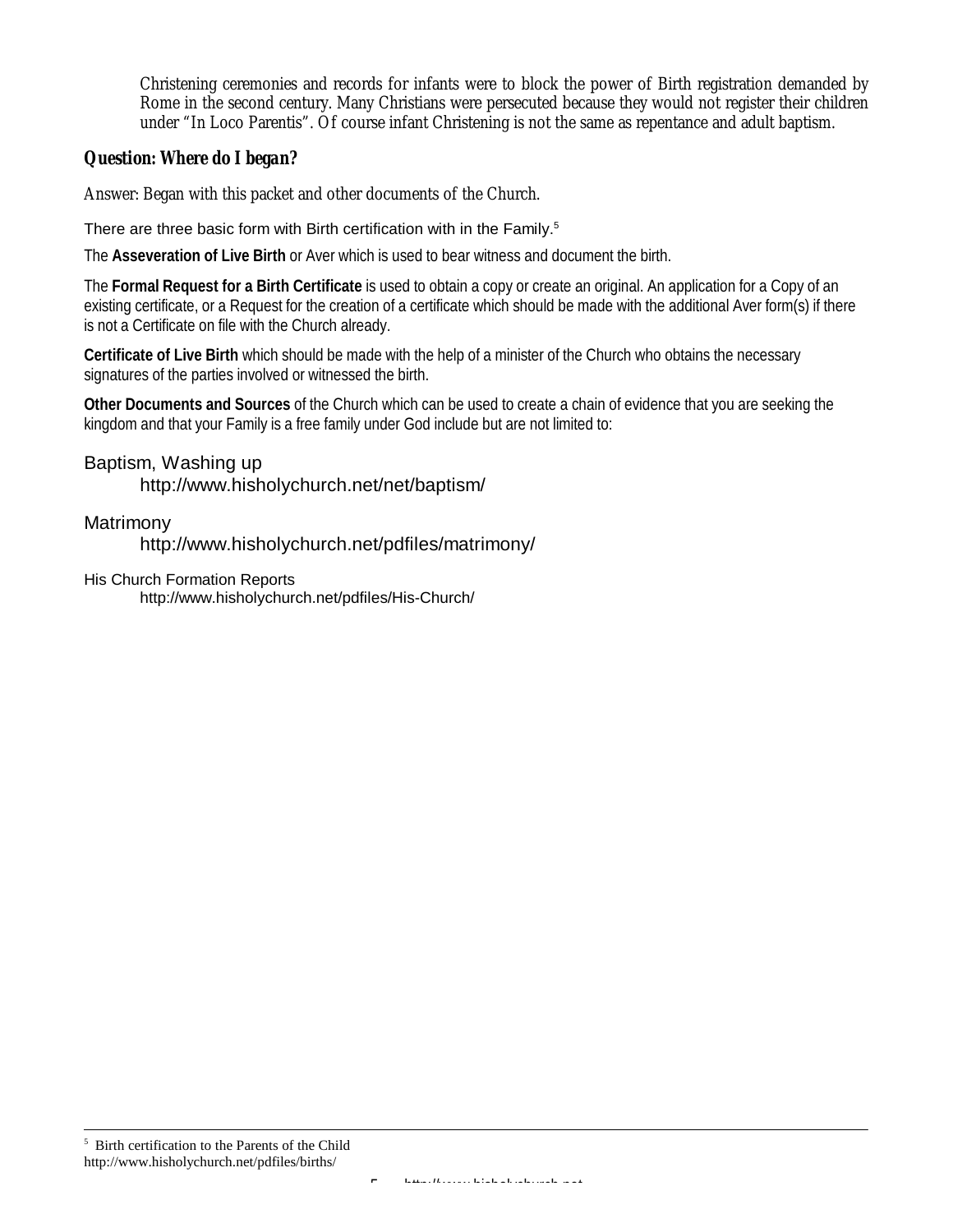Christening ceremonies and records for infants were to block the power of Birth registration demanded by Rome in the second century. Many Christians were persecuted because they would not register their children under "In Loco Parentis". Of course infant Christening is not the same as repentance and adult baptism.

***Question: Where do I began?***

Answer: Began with this packet and other documents of the Church.

There are three basic form with Birth certification with in the Family.[5]

The **Asseveration of Live Birth** or Aver which is used to bear witness and document the birth.

The **Formal Request for a Birth Certificate** is used to obtain a copy or create an original. An application for a Copy of an existing certificate, or a Request for the creation of a certificate which should be made with the additional Aver form(s) if there is not a Certificate on file with the Church already.

**Certificate of Live Birth** which should be made with the help of a minister of the Church who obtains the necessary signatures of the parties involved or witnessed the birth.

**Other Documents and Sources** of the Church which can be used to create a chain of evidence that you are seeking the kingdom and that your Family is a free family under God include but are not limited to:

Baptism, Washing up
    http://www.hisholychurch.net/net/baptism/

Matrimony
    http://www.hisholychurch.net/pdfiles/matrimony/

His Church Formation Reports
    http://www.hisholychurch.net/pdfiles/His-Church/

[5] Birth certification to the Parents of the Child
http://www.hisholychurch.net/pdfiles/births/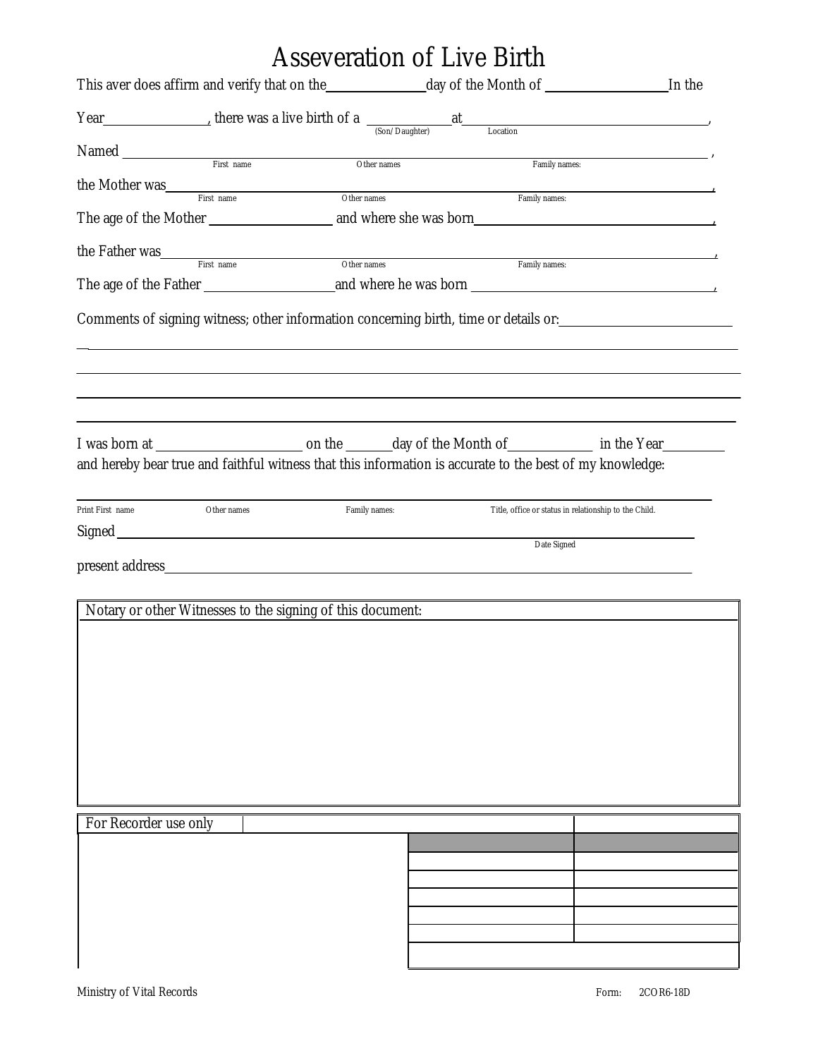# Asseveration of Live Birth

This aver does affirm and verify that on the______________day of the Month of __________________In the

Year________________, there was a live birth of a ____________ at__________________________________________,
(Son/Daughter) Location

Named ______________________________________________________________________________________________ ,
First name Other names Family names:

the Mother was_______________________________________________________________________________________,
First name Other names Family names:

The age of the Mother __________________ and where she was born ___________________________________,

the Father was_______________________________________________________________________________________,
First name Other names Family names:

The age of the Father ____________________and where he was born ___________________________________,

Comments of signing witness; other information concerning birth, time or details or:________________________

_____________________________________________________________________________________________________

_____________________________________________________________________________________________________

_____________________________________________________________________________________________________

_____________________________________________________________________________________________________

I was born at ______________________ on the _______day of the Month of_____________ in the Year_________
and hereby bear true and faithful witness that this information is accurate to the best of my knowledge:

_____________________________________________________________________________________________________
Print First name Other names Family names: Title, office or status in relationship to the Child.

Signed _______________________________________________________________________________________________
Date Signed

present address________________________________________________________________________________________

| Notary or other Witnesses to the signing of this document: |
|---|
| |

| For Recorder use only | | |
|---|---|---|
| | | |
| | | |
| | | |
| | | |
| | | |
| | | |
| | | |

Ministry of Vital Records

Form: 2COR6-18D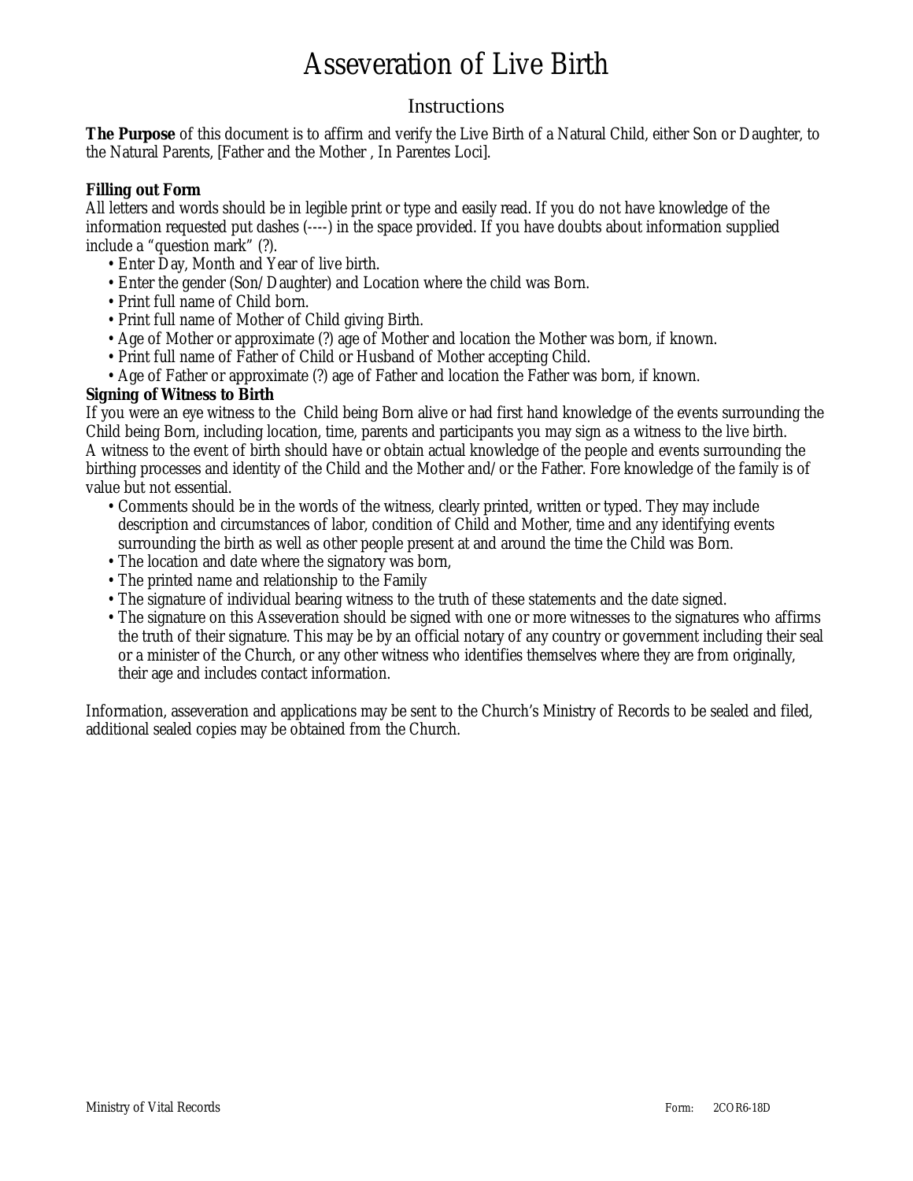# Asseveration of Live Birth

## Instructions

**The Purpose** of this document is to affirm and verify the Live Birth of a Natural Child, either Son or Daughter, to the Natural Parents, [Father and the Mother , In Parentes Loci].

**Filling out Form**

All letters and words should be in legible print or type and easily read. If you do not have knowledge of the information requested put dashes (----) in the space provided. If you have doubts about information supplied include a "question mark" (?).

- Enter Day, Month and Year of live birth.
- Enter the gender (Son/Daughter) and Location where the child was Born.
- Print full name of Child born.
- Print full name of Mother of Child giving Birth.
- Age of Mother or approximate (?) age of Mother and location the Mother was born, if known.
- Print full name of Father of Child or Husband of Mother accepting Child.
- Age of Father or approximate (?) age of Father and location the Father was born, if known.

**Signing of Witness to Birth**

If you were an eye witness to the Child being Born alive or had first hand knowledge of the events surrounding the Child being Born, including location, time, parents and participants you may sign as a witness to the live birth. A witness to the event of birth should have or obtain actual knowledge of the people and events surrounding the birthing processes and identity of the Child and the Mother and/or the Father. Fore knowledge of the family is of value but not essential.

- Comments should be in the words of the witness, clearly printed, written or typed. They may include description and circumstances of labor, condition of Child and Mother, time and any identifying events surrounding the birth as well as other people present at and around the time the Child was Born.
- The location and date where the signatory was born,
- The printed name and relationship to the Family
- The signature of individual bearing witness to the truth of these statements and the date signed.
- The signature on this Asseveration should be signed with one or more witnesses to the signatures who affirms the truth of their signature. This may be by an official notary of any country or government including their seal or a minister of the Church, or any other witness who identifies themselves where they are from originally, their age and includes contact information.

Information, asseveration and applications may be sent to the Church's Ministry of Records to be sealed and filed, additional sealed copies may be obtained from the Church.

Ministry of Vital Records Form: 2COR6-18D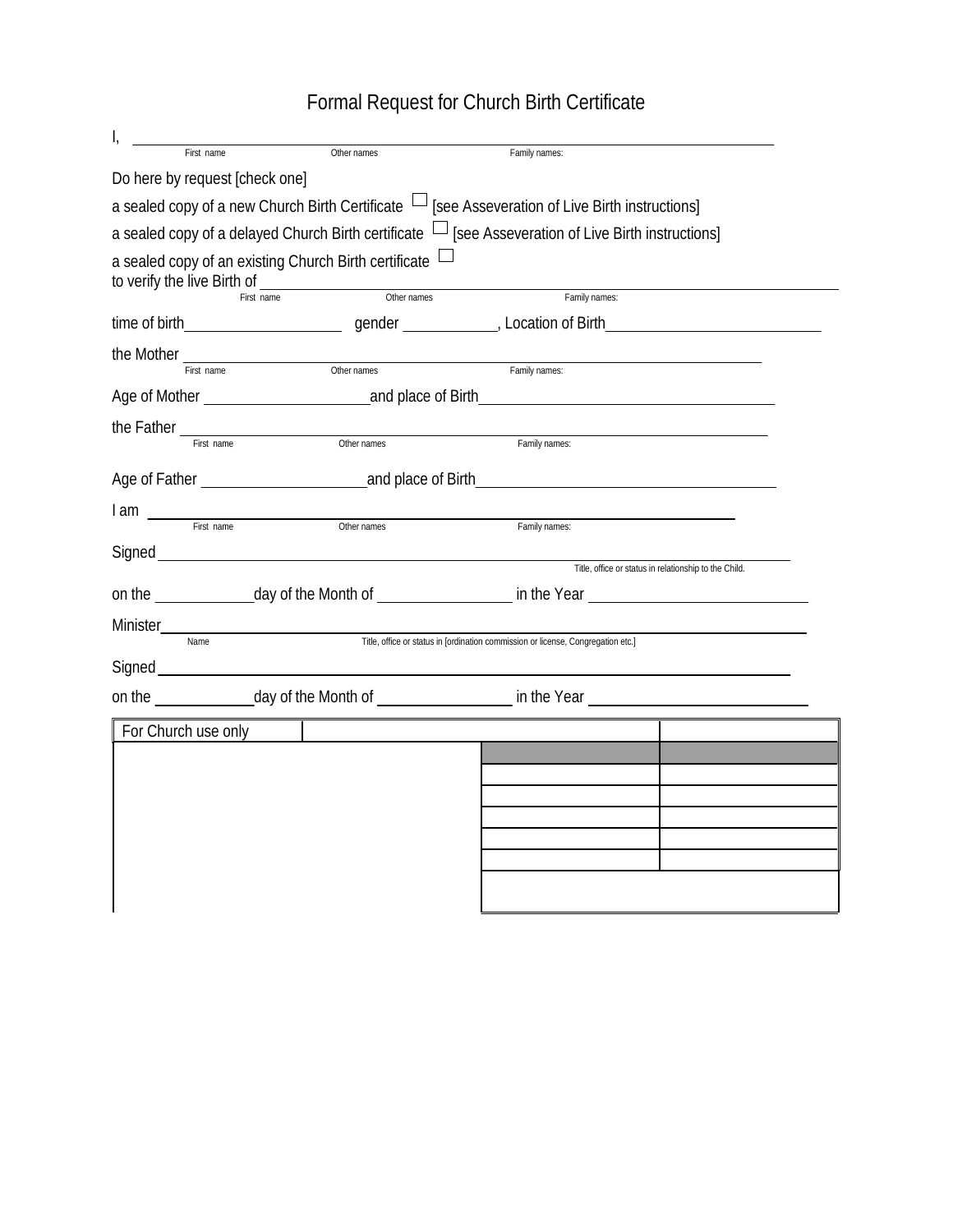# Formal Request for Church Birth Certificate

I, ______________________________________________
First name Other names Family names:

Do here by request [check one]

a sealed copy of a new Church Birth Certificate ☐ [see Asseveration of Live Birth instructions]

a sealed copy of a delayed Church Birth certificate ☐ [see Asseveration of Live Birth instructions]

a sealed copy of an existing Church Birth certificate ☐

to verify the live Birth of ______________________________________________
First name Other names Family names:

time of birth ______________ gender __________, Location of Birth ______________________

the Mother ______________________________________________
First name Other names Family names:

Age of Mother ________________ and place of Birth ______________________________

the Father ______________________________________________
First name Other names Family names:

Age of Father ________________ and place of Birth ______________________________

I am ______________________________________________
First name Other names Family names:

Signed ______________________________________________
Title, office or status in relationship to the Child.

on the __________ day of the Month of ______________ in the Year ______________________

Minister ______________________________________________
Name Title, office or status in [ordination commission or license, Congregation etc.]

Signed ______________________________________________

on the __________ day of the Month of ______________ in the Year ______________________

| For Church use only | | | |
|---|---|---|---|
| | | | |
| | | | |
| | | | |
| | | | |
| | | | |
| | | | |
| | | | |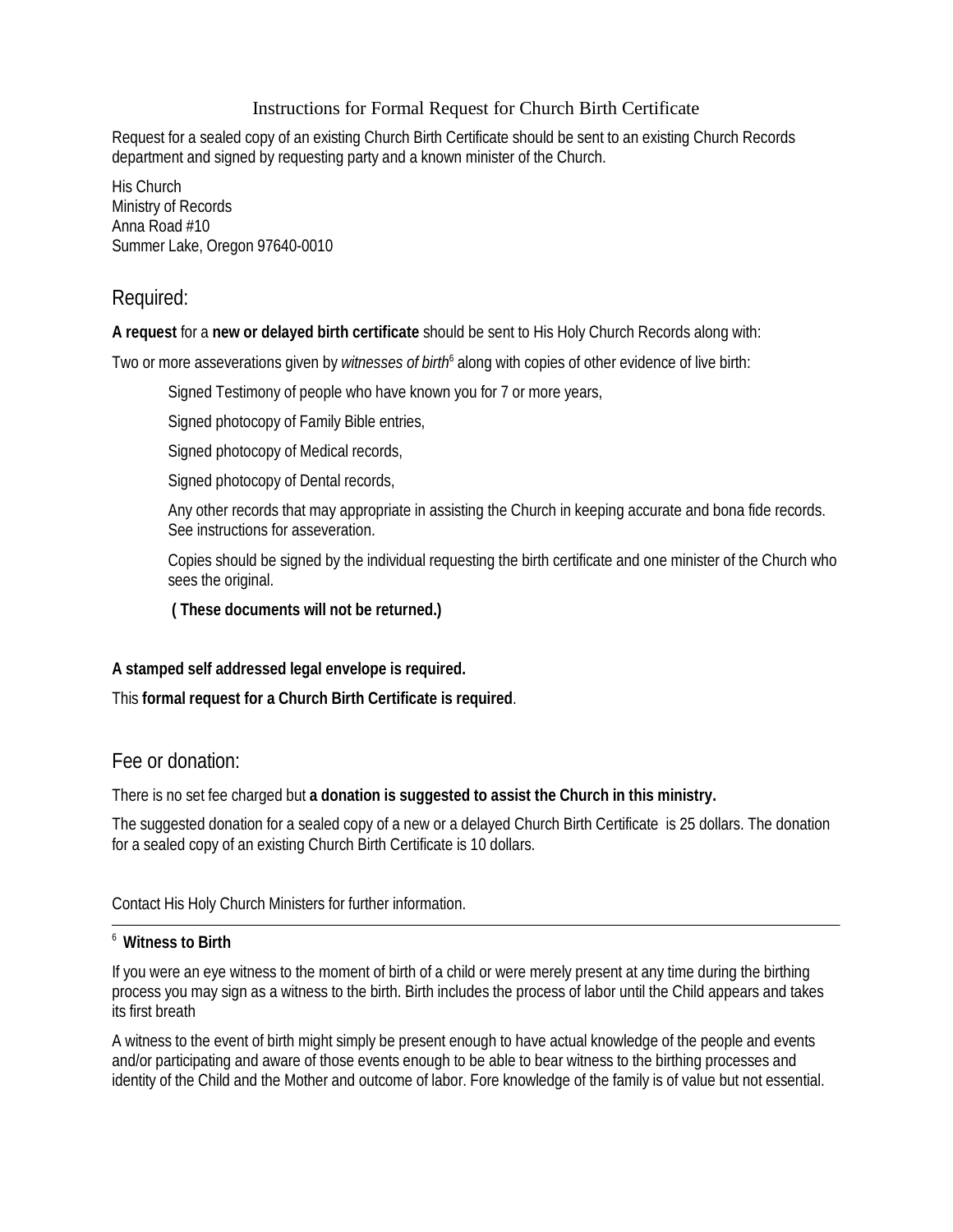# Instructions for Formal Request for Church Birth Certificate

Request for a sealed copy of an existing Church Birth Certificate should be sent to an existing Church Records department and signed by requesting party and a known minister of the Church.

His Church
Ministry of Records
Anna Road #10
Summer Lake, Oregon 97640-0010

## Required:

**A request** for a **new or delayed birth certificate** should be sent to His Holy Church Records along with:

Two or more asseverations given by *witnesses of birth*[6] along with copies of other evidence of live birth:

> Signed Testimony of people who have known you for 7 or more years,
>
> Signed photocopy of Family Bible entries,
>
> Signed photocopy of Medical records,
>
> Signed photocopy of Dental records,
>
> Any other records that may appropriate in assisting the Church in keeping accurate and bona fide records. See instructions for asseveration.
>
> Copies should be signed by the individual requesting the birth certificate and one minister of the Church who sees the original.
>
> **( These documents will not be returned.)**

**A stamped self addressed legal envelope is required.**

This **formal request for a Church Birth Certificate is required**.

## Fee or donation:

There is no set fee charged but **a donation is suggested to assist the Church in this ministry.**

The suggested donation for a sealed copy of a new or a delayed Church Birth Certificate is 25 dollars. The donation for a sealed copy of an existing Church Birth Certificate is 10 dollars.

Contact His Holy Church Ministers for further information.

---

[6] **Witness to Birth**

If you were an eye witness to the moment of birth of a child or were merely present at any time during the birthing process you may sign as a witness to the birth. Birth includes the process of labor until the Child appears and takes its first breath

A witness to the event of birth might simply be present enough to have actual knowledge of the people and events and/or participating and aware of those events enough to be able to bear witness to the birthing processes and identity of the Child and the Mother and outcome of labor. Fore knowledge of the family is of value but not essential.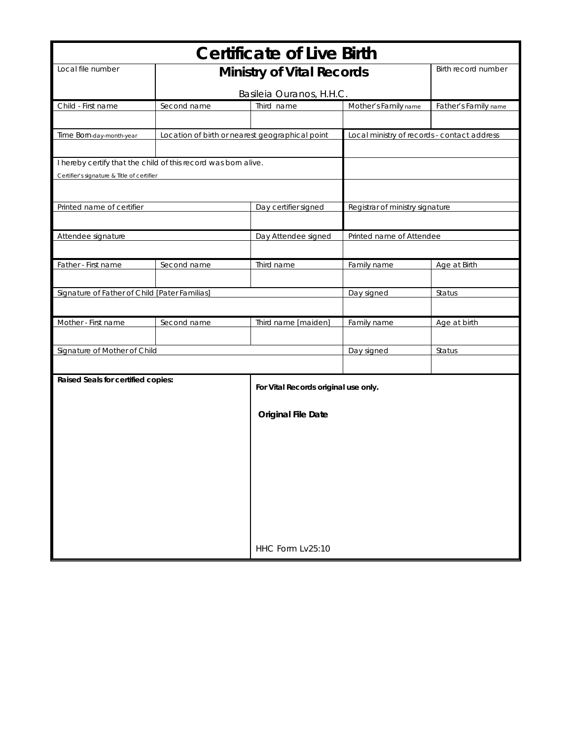# Certificate of Live Birth

| Local file number | Ministry of Vital Records<br>Basileia Ouranos, H.H.C. | | | Birth record number |
|---|---|---|---|---|
| Child - First name | Second name | Third name | Mother's Family name | Father's Family name |
| | | | | |
| Time Born-day-month-year | Location of birth or nearest geographical point | | Local ministry of records - contact address | |
| | | | | |
| I hereby certify that the child of this record was born alive.<br>Certifier's signature & Title of certifier | | | | |
| | | | | |
| Printed name of certifier | | Day certifier signed | Registrar of ministry signature | |
| | | | | |
| Attendee signature | | Day Attendee signed | Printed name of Attendee | |
| | | | | |
| Father - First name | Second name | Third name | Family name | Age at Birth |
| | | | | |
| Signature of Father of Child [Pater Familias] | | | Day signed | Status |
| | | | | |
| Mother - First name | Second name | Third name [maiden] | Family name | Age at birth |
| | | | | |
| Signature of Mother of Child | | | Day signed | Status |
| | | | | |

| **Raised Seals for certified copies:** | **For Vital Records original use only.**<br><br>**Original File Date**<br><br>HHC Form Lv25:10 |
|---|---|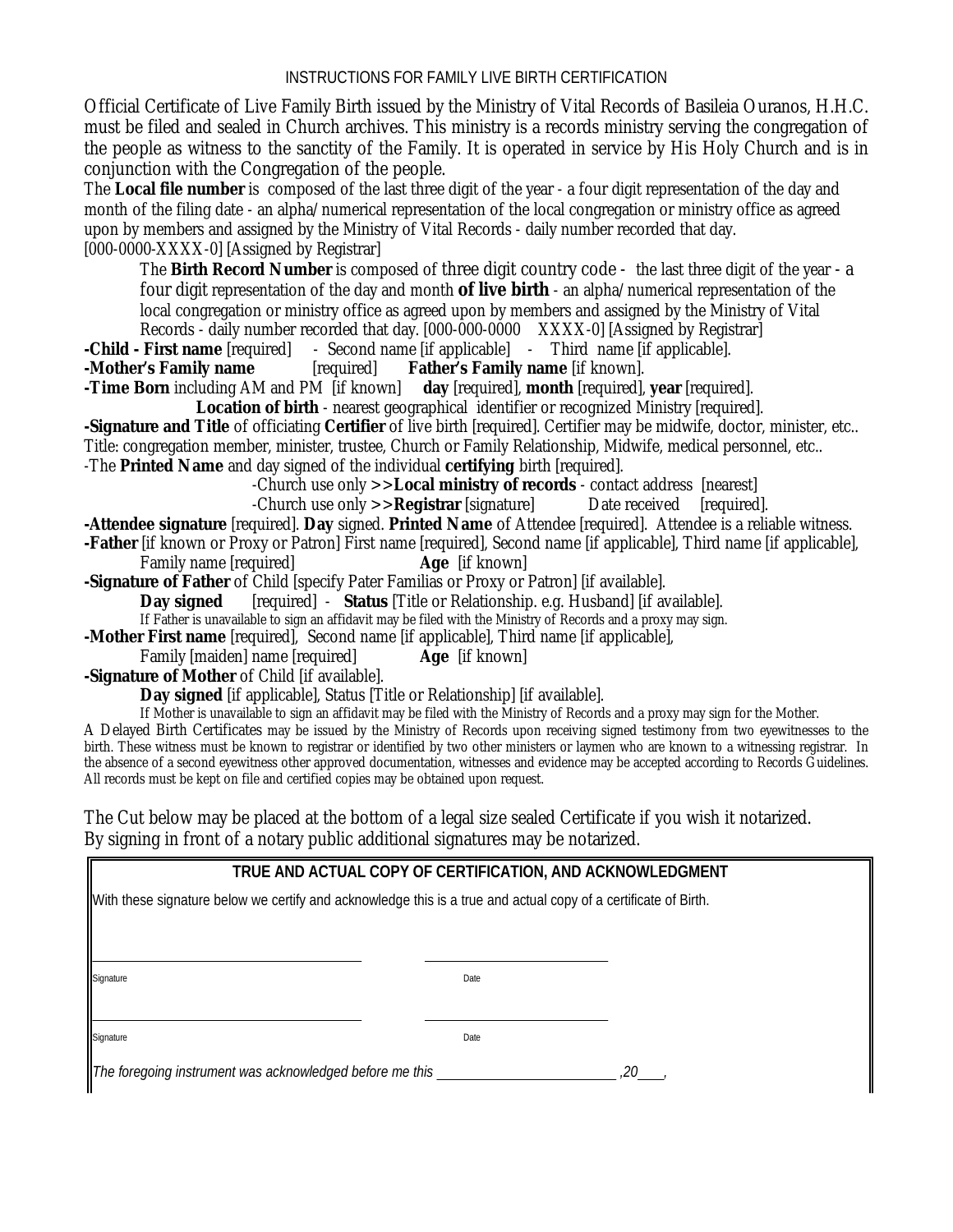# INSTRUCTIONS FOR FAMILY LIVE BIRTH CERTIFICATION

Official Certificate of Live Family Birth issued by the Ministry of Vital Records of Basileia Ouranos, H.H.C. must be filed and sealed in Church archives. This ministry is a records ministry serving the congregation of the people as witness to the sanctity of the Family. It is operated in service by His Holy Church and is in conjunction with the Congregation of the people.

The **Local file number** is composed of the last three digit of the year - a four digit representation of the day and month of the filing date - an alpha/numerical representation of the local congregation or ministry office as agreed upon by members and assigned by the Ministry of Vital Records - daily number recorded that day. [000-0000-XXXX-0] [Assigned by Registrar]

The **Birth Record Number** is composed of three digit country code - the last three digit of the year - a four digit representation of the day and month **of live birth** - an alpha/numerical representation of the local congregation or ministry office as agreed upon by members and assigned by the Ministry of Vital Records - daily number recorded that day. [000-000-0000 XXXX-0] [Assigned by Registrar]

**-Child - First name** [required] - Second name [if applicable] - Third name [if applicable].

**-Mother's Family name** [required] **Father's Family name** [if known].

**-Time Born** including AM and PM [if known] **day** [required], **month** [required], **year** [required].

**Location of birth** - nearest geographical identifier or recognized Ministry [required].

**-Signature and Title** of officiating **Certifier** of live birth [required]. Certifier may be midwife, doctor, minister, etc.. Title: congregation member, minister, trustee, Church or Family Relationship, Midwife, medical personnel, etc..

-The **Printed Name** and day signed of the individual **certifying** birth [required].

-Church use only **>>Local ministry of records** - contact address [nearest]

-Church use only **>>Registrar** [signature] Date received [required].

**-Attendee signature** [required]. **Day** signed. **Printed Name** of Attendee [required]. Attendee is a reliable witness.

**-Father** [if known or Proxy or Patron] First name [required], Second name [if applicable], Third name [if applicable], Family name [required] **Age** [if known]

**-Signature of Father** of Child [specify Pater Familias or Proxy or Patron] [if available].

**Day signed** [required] - **Status** [Title or Relationship. e.g. Husband] [if available].

If Father is unavailable to sign an affidavit may be filed with the Ministry of Records and a proxy may sign.

**-Mother First name** [required], Second name [if applicable], Third name [if applicable], Family [maiden] name [required] **Age** [if known]

**-Signature of Mother** of Child [if available].

**Day signed** [if applicable], Status [Title or Relationship] [if available].

If Mother is unavailable to sign an affidavit may be filed with the Ministry of Records and a proxy may sign for the Mother.

A Delayed Birth Certificates may be issued by the Ministry of Records upon receiving signed testimony from two eyewitnesses to the birth. These witness must be known to registrar or identified by two other ministers or laymen who are known to a witnessing registrar. In the absence of a second eyewitness other approved documentation, witnesses and evidence may be accepted according to Records Guidelines. All records must be kept on file and certified copies may be obtained upon request.

The Cut below may be placed at the bottom of a legal size sealed Certificate if you wish it notarized. By signing in front of a notary public additional signatures may be notarized.

## TRUE AND ACTUAL COPY OF CERTIFICATION, AND ACKNOWLEDGMENT

With these signature below we certify and acknowledge this is a true and actual copy of a certificate of Birth.

\_\_\_\_\_\_\_\_\_\_\_\_\_\_\_\_\_\_\_\_\_\_\_\_\_\_\_\_ \_\_\_\_\_\_\_\_\_\_\_\_\_\_\_\_\_\_\_\_

Signature Date

\_\_\_\_\_\_\_\_\_\_\_\_\_\_\_\_\_\_\_\_\_\_\_\_\_\_\_\_ \_\_\_\_\_\_\_\_\_\_\_\_\_\_\_\_\_\_\_\_

Signature Date

*The foregoing instrument was acknowledged before me this \_\_\_\_\_\_\_\_\_\_\_\_\_\_\_\_\_\_\_\_ ,20\_\_\_,*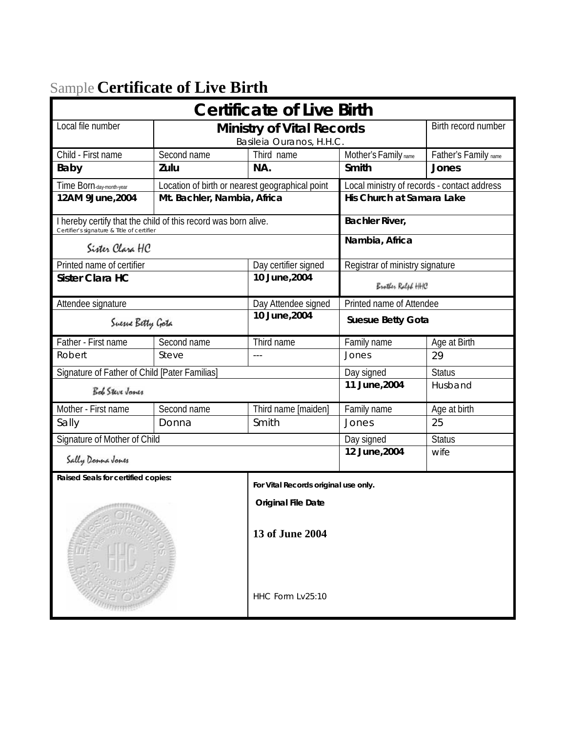# Sample **Certificate of Live Birth**

| **Certificate of Live Birth** | | | | |
|---|---|---|---|---|
| Local file number | **Ministry of Vital Records** Basileia Ouranos, H.H.C. | | | Birth record number |
| Child - First name | Second name | Third name | Mother's Family name | Father's Family name |
| **Baby** | **Zulu** | **NA.** | **Smith** | **Jones** |
| Time Born-day-month-year | Location of birth or nearest geographical point | | Local ministry of records - contact address | |
| **12AM 9June,2004** | **Mt. Bachler, Nambia, Africa** | | **His Church at Samara Lake** | |
| I hereby certify that the child of this record was born alive. Certifier's signature & Title of certifier | | | **Bachler River,** | |
| Sister Clara HC | | | **Nambia, Africa** | |
| Printed name of certifier | | Day certifier signed | Registrar of ministry signature | |
| **Sister Clara HC** | | **10 June,2004** | Brother Ralph HHC | |
| Attendee signature | | Day Attendee signed | Printed name of Attendee | |
| Suesue Betty Gota | | **10 June,2004** | **Suesue Betty Gota** | |
| Father - First name | Second name | Third name | Family name | Age at Birth |
| Robert | Steve | --- | Jones | 29 |
| Signature of Father of Child [Pater Familias] | | | Day signed | Status |
| Bob Steve Jones | | | **11 June,2004** | Husband |
| Mother - First name | Second name | Third name [maiden] | Family name | Age at birth |
| Sally | Donna | Smith | Jones | 25 |
| Signature of Mother of Child | | | Day signed | Status |
| Sally Donna Jones | | | **12 June,2004** | wife |
| **Raised Seals for certified copies:** Ekklesia Oikonomos, His Holy Church, HHC, Records Ministry, Basileia Ouranos | | **For Vital Records original use only.** **Original File Date** **13 of June 2004** HHC Form Lv25:10 | | |